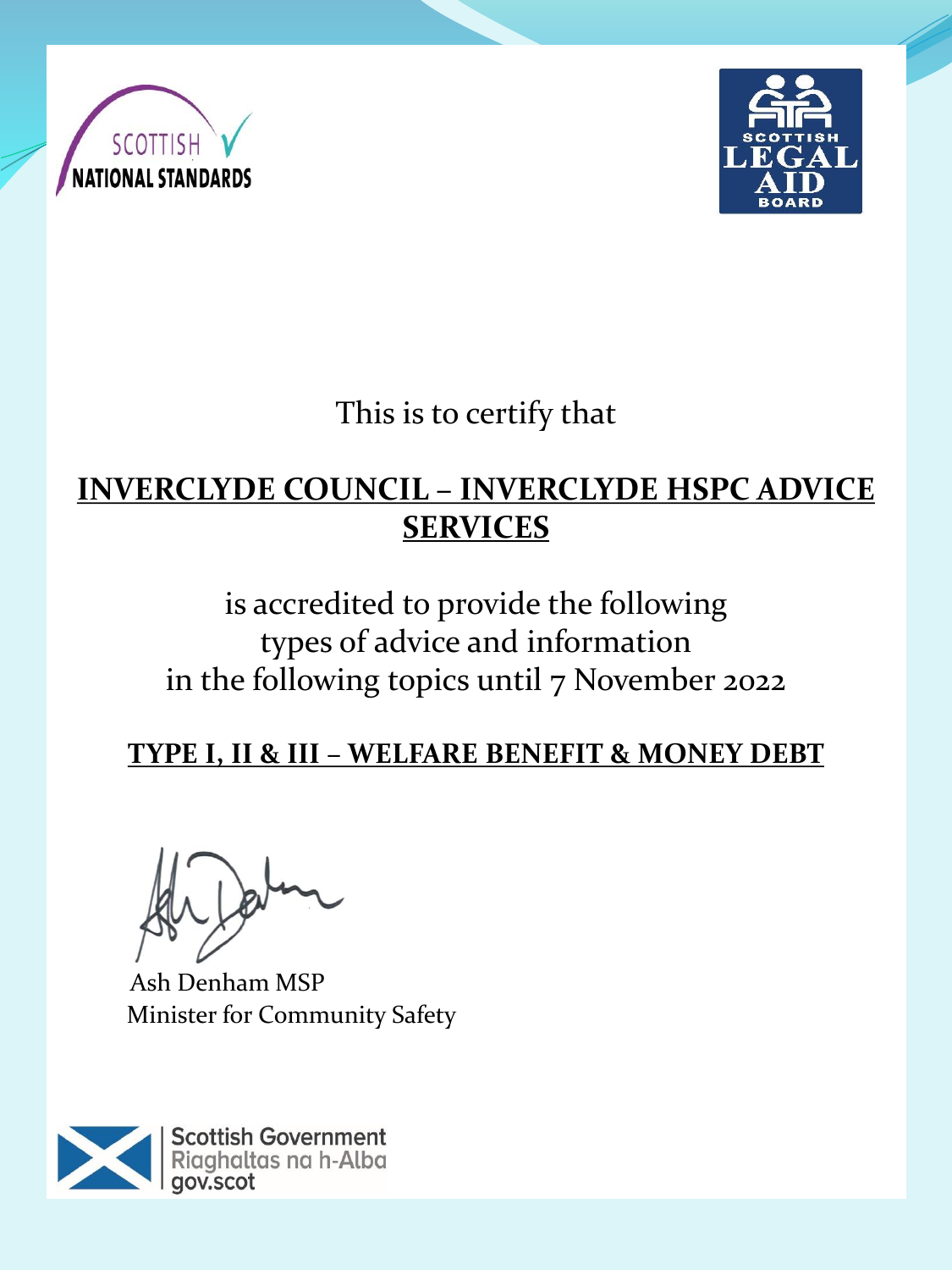SCOTTISH NATIONAL STANDARDS

SCOTTISH LEGAL AID BOARD

This is to certify that

**INVERCLYDE COUNCIL – INVERCLYDE HSPC ADVICE SERVICES**

is accredited to provide the following types of advice and information in the following topics until 7 November 2022

**TYPE I, II & III – WELFARE BENEFIT & MONEY DEBT**

Ash Denham MSP
Minister for Community Safety

Scottish Government
Riaghaltas na h-Alba
gov.scot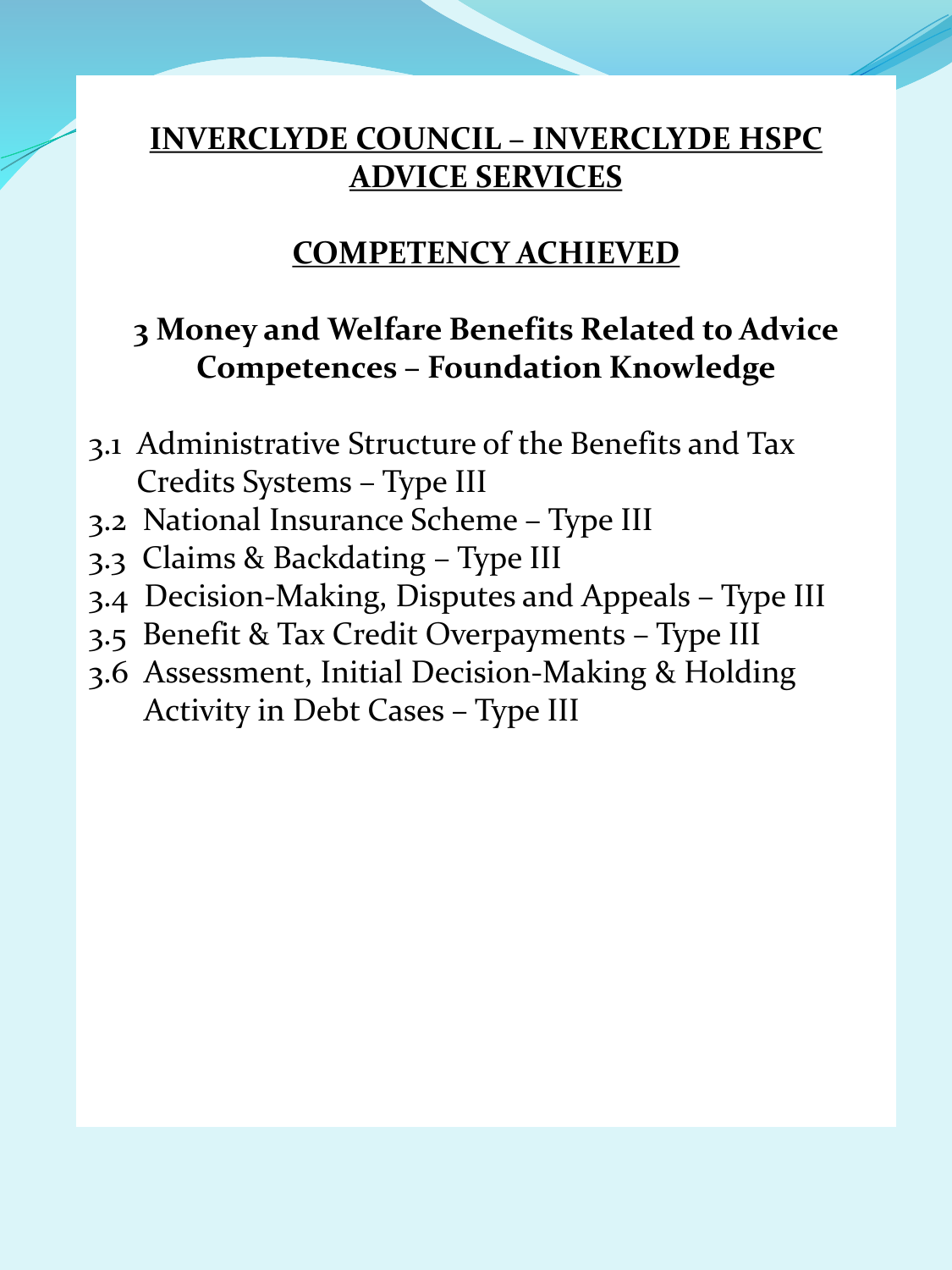# INVERCLYDE COUNCIL – INVERCLYDE HSPC ADVICE SERVICES

## COMPETENCY ACHIEVED

### 3 Money and Welfare Benefits Related to Advice Competences – Foundation Knowledge

3.1 Administrative Structure of the Benefits and Tax Credits Systems – Type III
3.2 National Insurance Scheme – Type III
3.3 Claims & Backdating – Type III
3.4 Decision-Making, Disputes and Appeals – Type III
3.5 Benefit & Tax Credit Overpayments – Type III
3.6 Assessment, Initial Decision-Making & Holding Activity in Debt Cases – Type III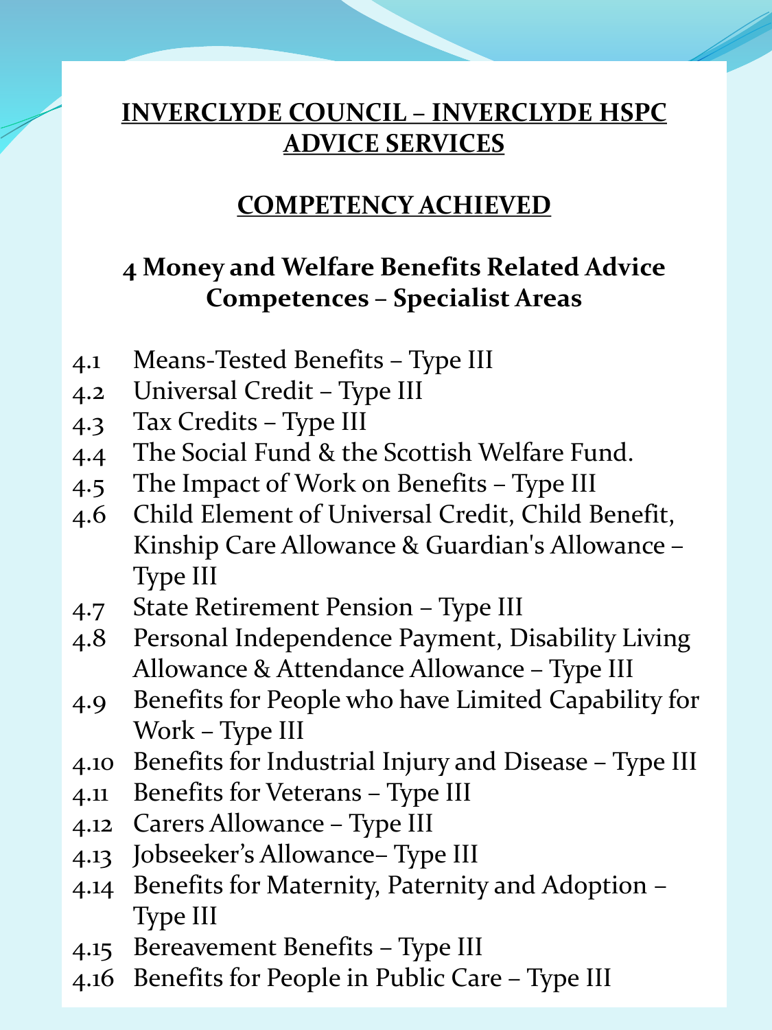# INVERCLYDE COUNCIL – INVERCLYDE HSPC ADVICE SERVICES

## COMPETENCY ACHIEVED

### 4 Money and Welfare Benefits Related Advice Competences – Specialist Areas

4.1 Means-Tested Benefits – Type III
4.2 Universal Credit – Type III
4.3 Tax Credits – Type III
4.4 The Social Fund & the Scottish Welfare Fund.
4.5 The Impact of Work on Benefits – Type III
4.6 Child Element of Universal Credit, Child Benefit, Kinship Care Allowance & Guardian's Allowance – Type III
4.7 State Retirement Pension – Type III
4.8 Personal Independence Payment, Disability Living Allowance & Attendance Allowance – Type III
4.9 Benefits for People who have Limited Capability for Work – Type III
4.10 Benefits for Industrial Injury and Disease – Type III
4.11 Benefits for Veterans – Type III
4.12 Carers Allowance – Type III
4.13 Jobseeker's Allowance– Type III
4.14 Benefits for Maternity, Paternity and Adoption – Type III
4.15 Bereavement Benefits – Type III
4.16 Benefits for People in Public Care – Type III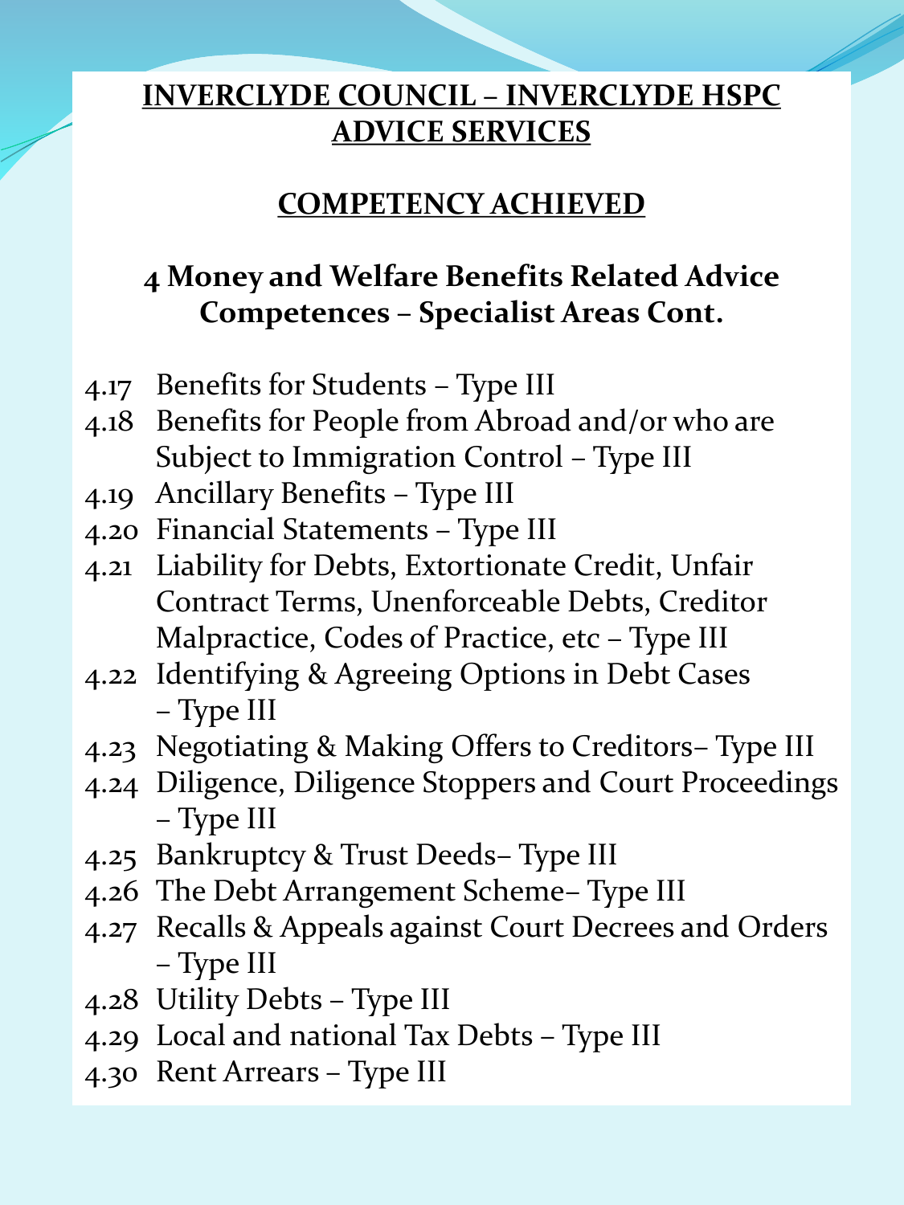# INVERCLYDE COUNCIL – INVERCLYDE HSPC ADVICE SERVICES

## COMPETENCY ACHIEVED

### 4 Money and Welfare Benefits Related Advice Competences – Specialist Areas Cont.

- 4.17 Benefits for Students – Type III
- 4.18 Benefits for People from Abroad and/or who are Subject to Immigration Control – Type III
- 4.19 Ancillary Benefits – Type III
- 4.20 Financial Statements – Type III
- 4.21 Liability for Debts, Extortionate Credit, Unfair Contract Terms, Unenforceable Debts, Creditor Malpractice, Codes of Practice, etc – Type III
- 4.22 Identifying & Agreeing Options in Debt Cases – Type III
- 4.23 Negotiating & Making Offers to Creditors– Type III
- 4.24 Diligence, Diligence Stoppers and Court Proceedings – Type III
- 4.25 Bankruptcy & Trust Deeds– Type III
- 4.26 The Debt Arrangement Scheme– Type III
- 4.27 Recalls & Appeals against Court Decrees and Orders – Type III
- 4.28 Utility Debts – Type III
- 4.29 Local and national Tax Debts – Type III
- 4.30 Rent Arrears – Type III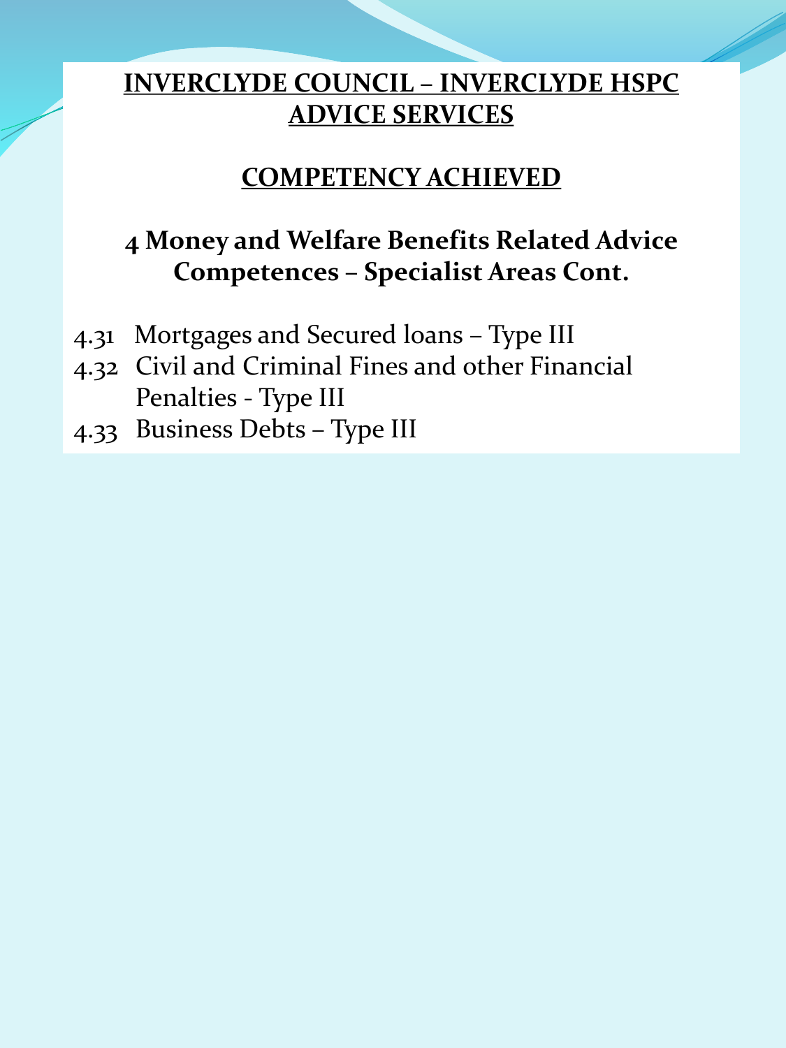# INVERCLYDE COUNCIL – INVERCLYDE HSPC ADVICE SERVICES

## COMPETENCY ACHIEVED

### 4 Money and Welfare Benefits Related Advice Competences – Specialist Areas Cont.

4.31 Mortgages and Secured loans – Type III
4.32 Civil and Criminal Fines and other Financial Penalties - Type III
4.33 Business Debts – Type III